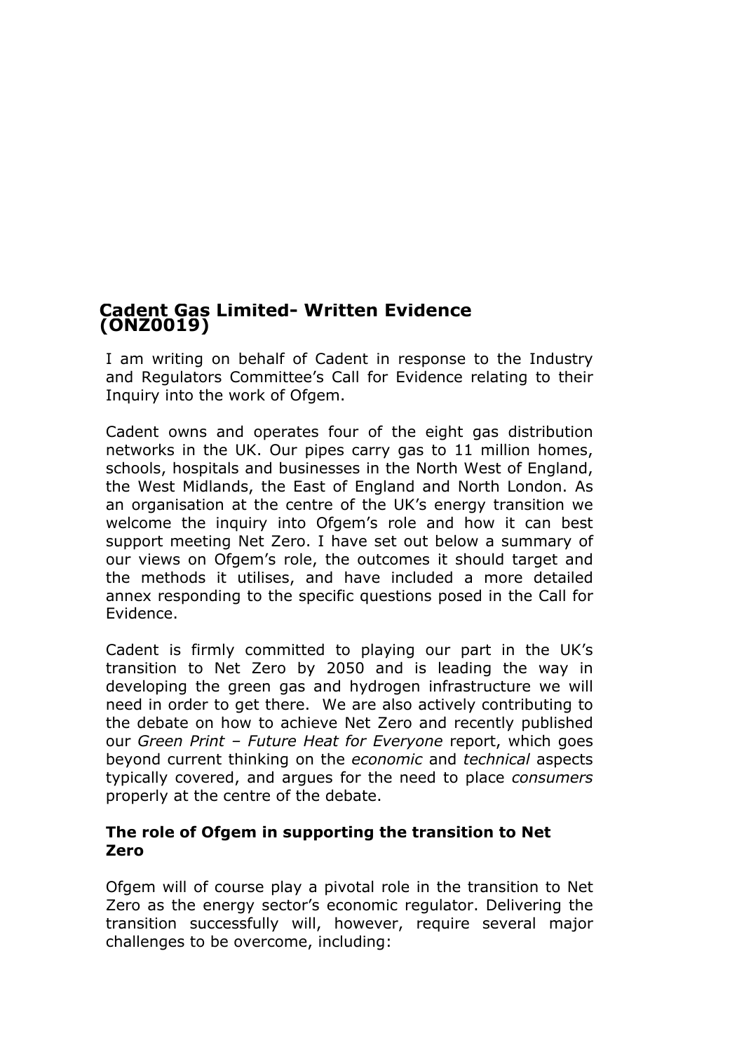# Cadent Gas Limited- Written Evidence (ONZ0019)

I am writing on behalf of Cadent in response to the Industry and Regulators Committee's Call for Evidence relating to their Inquiry into the work of Ofgem.

Cadent owns and operates four of the eight gas distribution networks in the UK. Our pipes carry gas to 11 million homes, schools, hospitals and businesses in the North West of England, the West Midlands, the East of England and North London. As an organisation at the centre of the UK's energy transition we welcome the inquiry into Ofgem's role and how it can best support meeting Net Zero. I have set out below a summary of our views on Ofgem's role, the outcomes it should target and the methods it utilises, and have included a more detailed annex responding to the specific questions posed in the Call for Evidence.

Cadent is firmly committed to playing our part in the UK's transition to Net Zero by 2050 and is leading the way in developing the green gas and hydrogen infrastructure we will need in order to get there. We are also actively contributing to the debate on how to achieve Net Zero and recently published our *Green Print – Future Heat for Everyone* report, which goes beyond current thinking on the *economic* and *technical* aspects typically covered, and argues for the need to place *consumers* properly at the centre of the debate.

## The role of Ofgem in supporting the transition to Net Zero

Ofgem will of course play a pivotal role in the transition to Net Zero as the energy sector's economic regulator. Delivering the transition successfully will, however, require several major challenges to be overcome, including: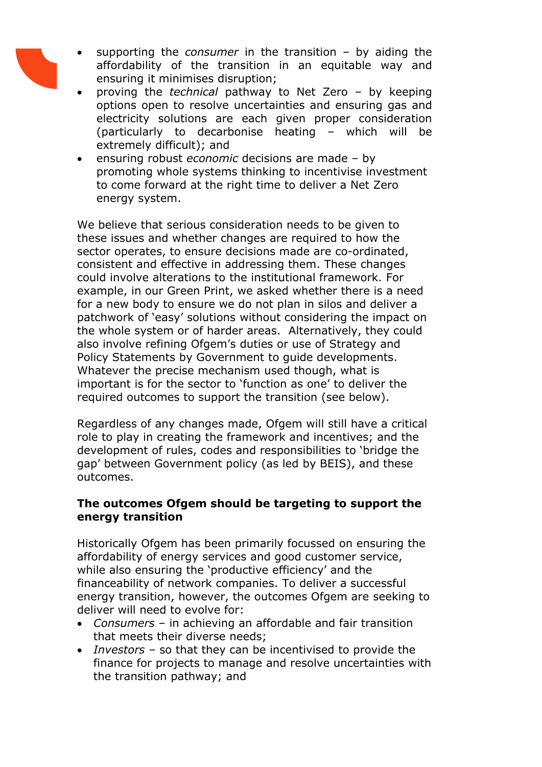- supporting the *consumer* in the transition – by aiding the affordability of the transition in an equitable way and ensuring it minimises disruption;
- proving the *technical* pathway to Net Zero – by keeping options open to resolve uncertainties and ensuring gas and electricity solutions are each given proper consideration (particularly to decarbonise heating – which will be extremely difficult); and
- ensuring robust *economic* decisions are made – by promoting whole systems thinking to incentivise investment to come forward at the right time to deliver a Net Zero energy system.

We believe that serious consideration needs to be given to these issues and whether changes are required to how the sector operates, to ensure decisions made are co-ordinated, consistent and effective in addressing them. These changes could involve alterations to the institutional framework. For example, in our Green Print, we asked whether there is a need for a new body to ensure we do not plan in silos and deliver a patchwork of 'easy' solutions without considering the impact on the whole system or of harder areas. Alternatively, they could also involve refining Ofgem's duties or use of Strategy and Policy Statements by Government to guide developments. Whatever the precise mechanism used though, what is important is for the sector to 'function as one' to deliver the required outcomes to support the transition (see below).

Regardless of any changes made, Ofgem will still have a critical role to play in creating the framework and incentives; and the development of rules, codes and responsibilities to 'bridge the gap' between Government policy (as led by BEIS), and these outcomes.

**The outcomes Ofgem should be targeting to support the energy transition**

Historically Ofgem has been primarily focussed on ensuring the affordability of energy services and good customer service, while also ensuring the 'productive efficiency' and the financeability of network companies. To deliver a successful energy transition, however, the outcomes Ofgem are seeking to deliver will need to evolve for:

- *Consumers* – in achieving an affordable and fair transition that meets their diverse needs;
- *Investors* – so that they can be incentivised to provide the finance for projects to manage and resolve uncertainties with the transition pathway; and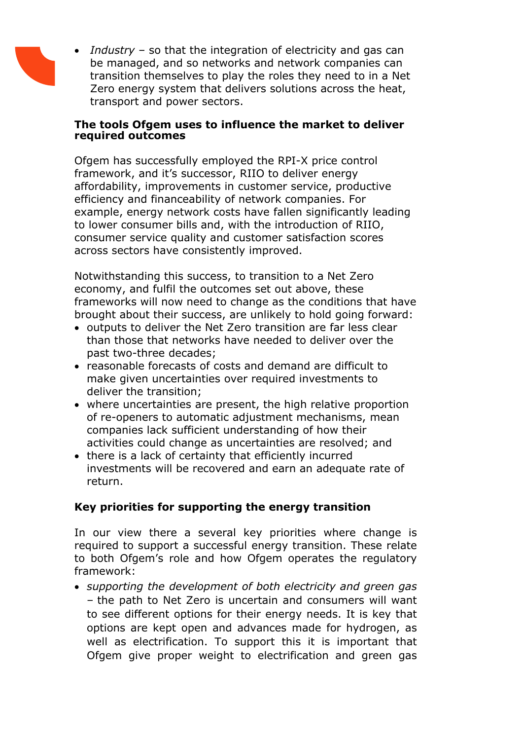- *Industry* – so that the integration of electricity and gas can be managed, and so networks and network companies can transition themselves to play the roles they need to in a Net Zero energy system that delivers solutions across the heat, transport and power sectors.

**The tools Ofgem uses to influence the market to deliver required outcomes**

Ofgem has successfully employed the RPI-X price control framework, and it's successor, RIIO to deliver energy affordability, improvements in customer service, productive efficiency and financeability of network companies. For example, energy network costs have fallen significantly leading to lower consumer bills and, with the introduction of RIIO, consumer service quality and customer satisfaction scores across sectors have consistently improved.

Notwithstanding this success, to transition to a Net Zero economy, and fulfil the outcomes set out above, these frameworks will now need to change as the conditions that have brought about their success, are unlikely to hold going forward:

- outputs to deliver the Net Zero transition are far less clear than those that networks have needed to deliver over the past two-three decades;
- reasonable forecasts of costs and demand are difficult to make given uncertainties over required investments to deliver the transition;
- where uncertainties are present, the high relative proportion of re-openers to automatic adjustment mechanisms, mean companies lack sufficient understanding of how their activities could change as uncertainties are resolved; and
- there is a lack of certainty that efficiently incurred investments will be recovered and earn an adequate rate of return.

**Key priorities for supporting the energy transition**

In our view there a several key priorities where change is required to support a successful energy transition. These relate to both Ofgem's role and how Ofgem operates the regulatory framework:

- *supporting the development of both electricity and green gas* – the path to Net Zero is uncertain and consumers will want to see different options for their energy needs. It is key that options are kept open and advances made for hydrogen, as well as electrification. To support this it is important that Ofgem give proper weight to electrification and green gas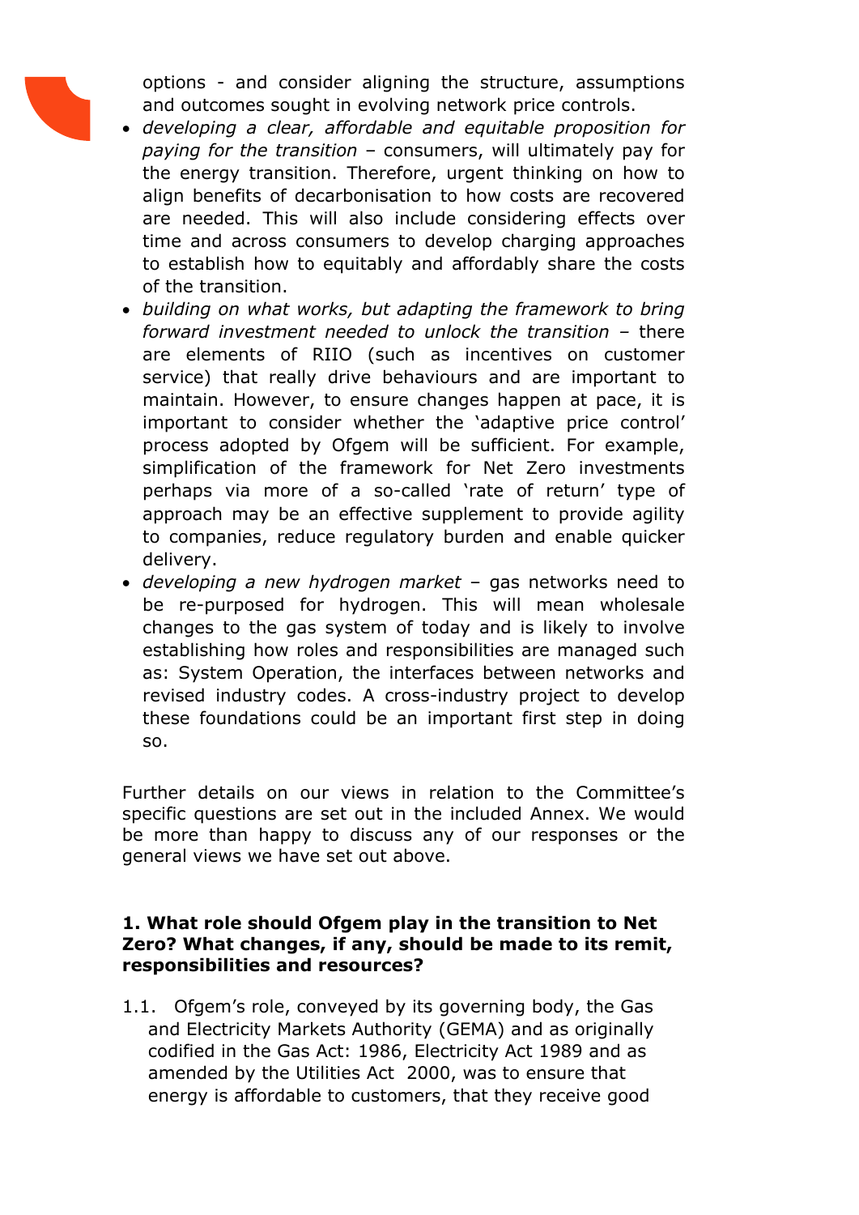options - and consider aligning the structure, assumptions and outcomes sought in evolving network price controls.

- *developing a clear, affordable and equitable proposition for paying for the transition* – consumers, will ultimately pay for the energy transition. Therefore, urgent thinking on how to align benefits of decarbonisation to how costs are recovered are needed. This will also include considering effects over time and across consumers to develop charging approaches to establish how to equitably and affordably share the costs of the transition.
- *building on what works, but adapting the framework to bring forward investment needed to unlock the transition* – there are elements of RIIO (such as incentives on customer service) that really drive behaviours and are important to maintain. However, to ensure changes happen at pace, it is important to consider whether the 'adaptive price control' process adopted by Ofgem will be sufficient. For example, simplification of the framework for Net Zero investments perhaps via more of a so-called 'rate of return' type of approach may be an effective supplement to provide agility to companies, reduce regulatory burden and enable quicker delivery.
- *developing a new hydrogen market* – gas networks need to be re-purposed for hydrogen. This will mean wholesale changes to the gas system of today and is likely to involve establishing how roles and responsibilities are managed such as: System Operation, the interfaces between networks and revised industry codes. A cross-industry project to develop these foundations could be an important first step in doing so.

Further details on our views in relation to the Committee's specific questions are set out in the included Annex. We would be more than happy to discuss any of our responses or the general views we have set out above.

**1. What role should Ofgem play in the transition to Net Zero? What changes, if any, should be made to its remit, responsibilities and resources?**

1.1. Ofgem's role, conveyed by its governing body, the Gas and Electricity Markets Authority (GEMA) and as originally codified in the Gas Act: 1986, Electricity Act 1989 and as amended by the Utilities Act 2000, was to ensure that energy is affordable to customers, that they receive good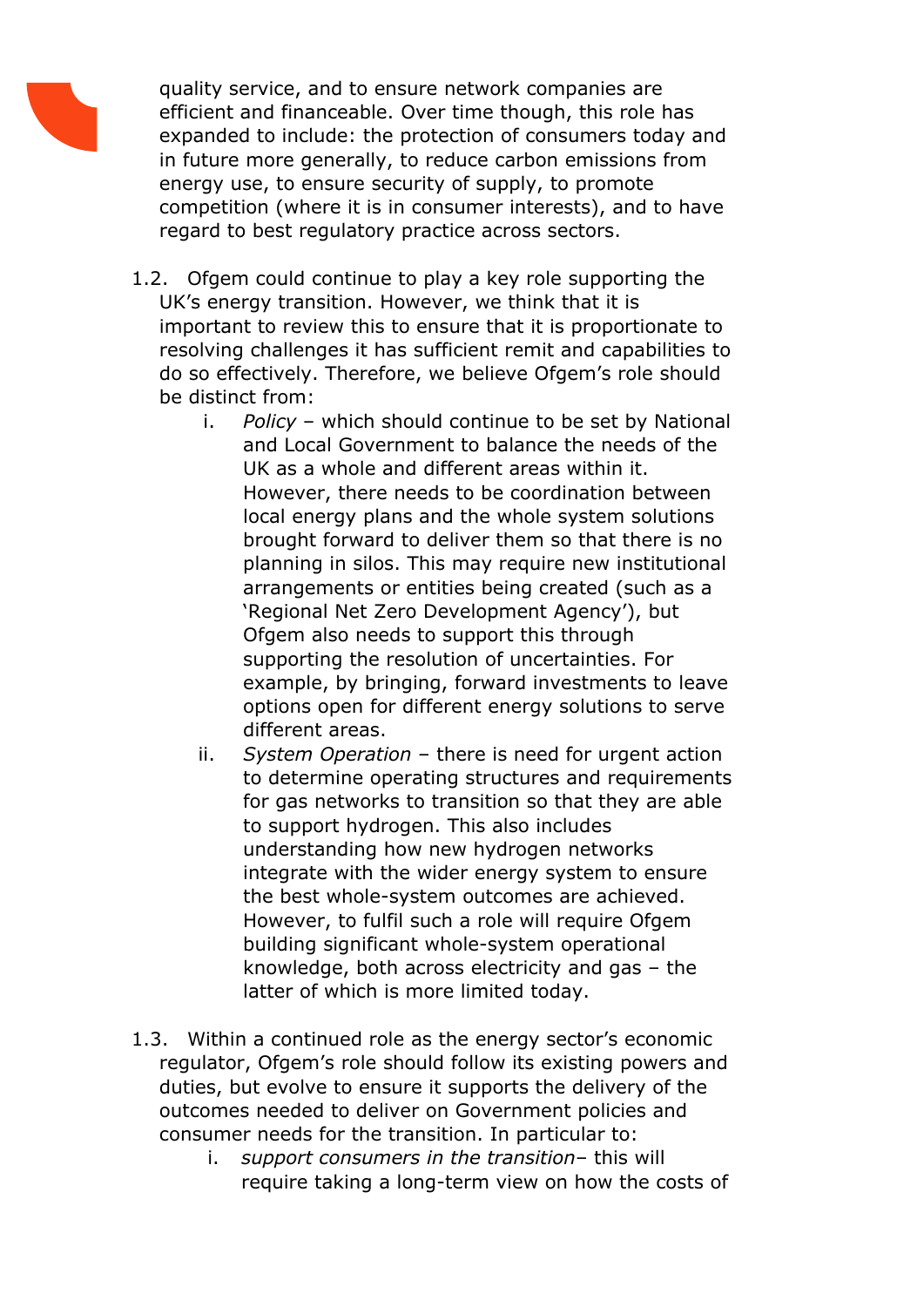quality service, and to ensure network companies are efficient and financeable. Over time though, this role has expanded to include: the protection of consumers today and in future more generally, to reduce carbon emissions from energy use, to ensure security of supply, to promote competition (where it is in consumer interests), and to have regard to best regulatory practice across sectors.

1.2. Ofgem could continue to play a key role supporting the UK's energy transition. However, we think that it is important to review this to ensure that it is proportionate to resolving challenges it has sufficient remit and capabilities to do so effectively. Therefore, we believe Ofgem's role should be distinct from:

   i. *Policy* – which should continue to be set by National and Local Government to balance the needs of the UK as a whole and different areas within it. However, there needs to be coordination between local energy plans and the whole system solutions brought forward to deliver them so that there is no planning in silos. This may require new institutional arrangements or entities being created (such as a 'Regional Net Zero Development Agency'), but Ofgem also needs to support this through supporting the resolution of uncertainties. For example, by bringing, forward investments to leave options open for different energy solutions to serve different areas.

   ii. *System Operation* – there is need for urgent action to determine operating structures and requirements for gas networks to transition so that they are able to support hydrogen. This also includes understanding how new hydrogen networks integrate with the wider energy system to ensure the best whole-system outcomes are achieved. However, to fulfil such a role will require Ofgem building significant whole-system operational knowledge, both across electricity and gas – the latter of which is more limited today.

1.3. Within a continued role as the energy sector's economic regulator, Ofgem's role should follow its existing powers and duties, but evolve to ensure it supports the delivery of the outcomes needed to deliver on Government policies and consumer needs for the transition. In particular to:

   i. *support consumers in the transition*– this will require taking a long-term view on how the costs of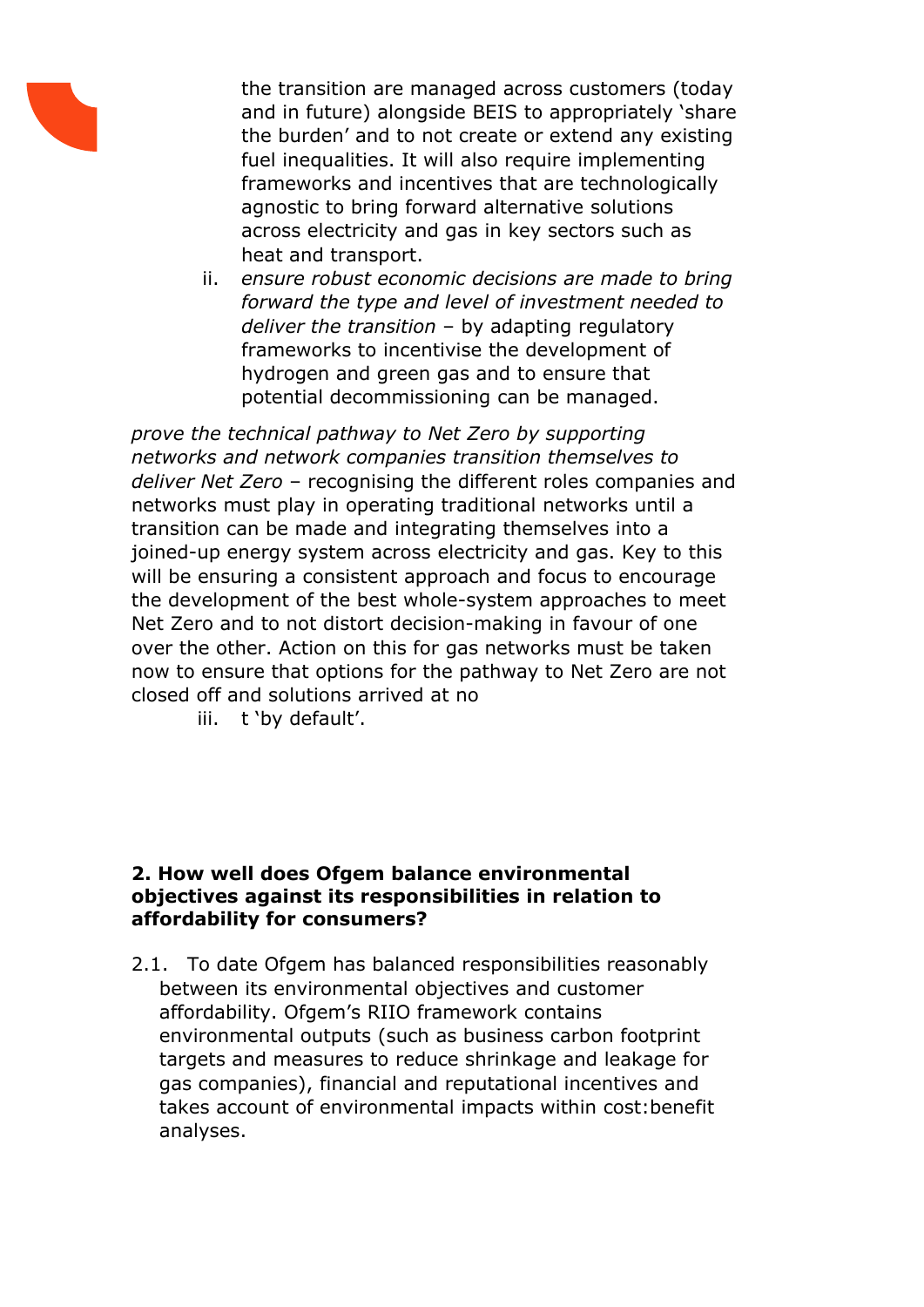the transition are managed across customers (today and in future) alongside BEIS to appropriately 'share the burden' and to not create or extend any existing fuel inequalities. It will also require implementing frameworks and incentives that are technologically agnostic to bring forward alternative solutions across electricity and gas in key sectors such as heat and transport.

ii. *ensure robust economic decisions are made to bring forward the type and level of investment needed to deliver the transition* – by adapting regulatory frameworks to incentivise the development of hydrogen and green gas and to ensure that potential decommissioning can be managed.

*prove the technical pathway to Net Zero by supporting networks and network companies transition themselves to deliver Net Zero* – recognising the different roles companies and networks must play in operating traditional networks until a transition can be made and integrating themselves into a joined-up energy system across electricity and gas. Key to this will be ensuring a consistent approach and focus to encourage the development of the best whole-system approaches to meet Net Zero and to not distort decision-making in favour of one over the other. Action on this for gas networks must be taken now to ensure that options for the pathway to Net Zero are not closed off and solutions arrived at no

iii. t 'by default'.

**2. How well does Ofgem balance environmental objectives against its responsibilities in relation to affordability for consumers?**

2.1. To date Ofgem has balanced responsibilities reasonably between its environmental objectives and customer affordability. Ofgem's RIIO framework contains environmental outputs (such as business carbon footprint targets and measures to reduce shrinkage and leakage for gas companies), financial and reputational incentives and takes account of environmental impacts within cost:benefit analyses.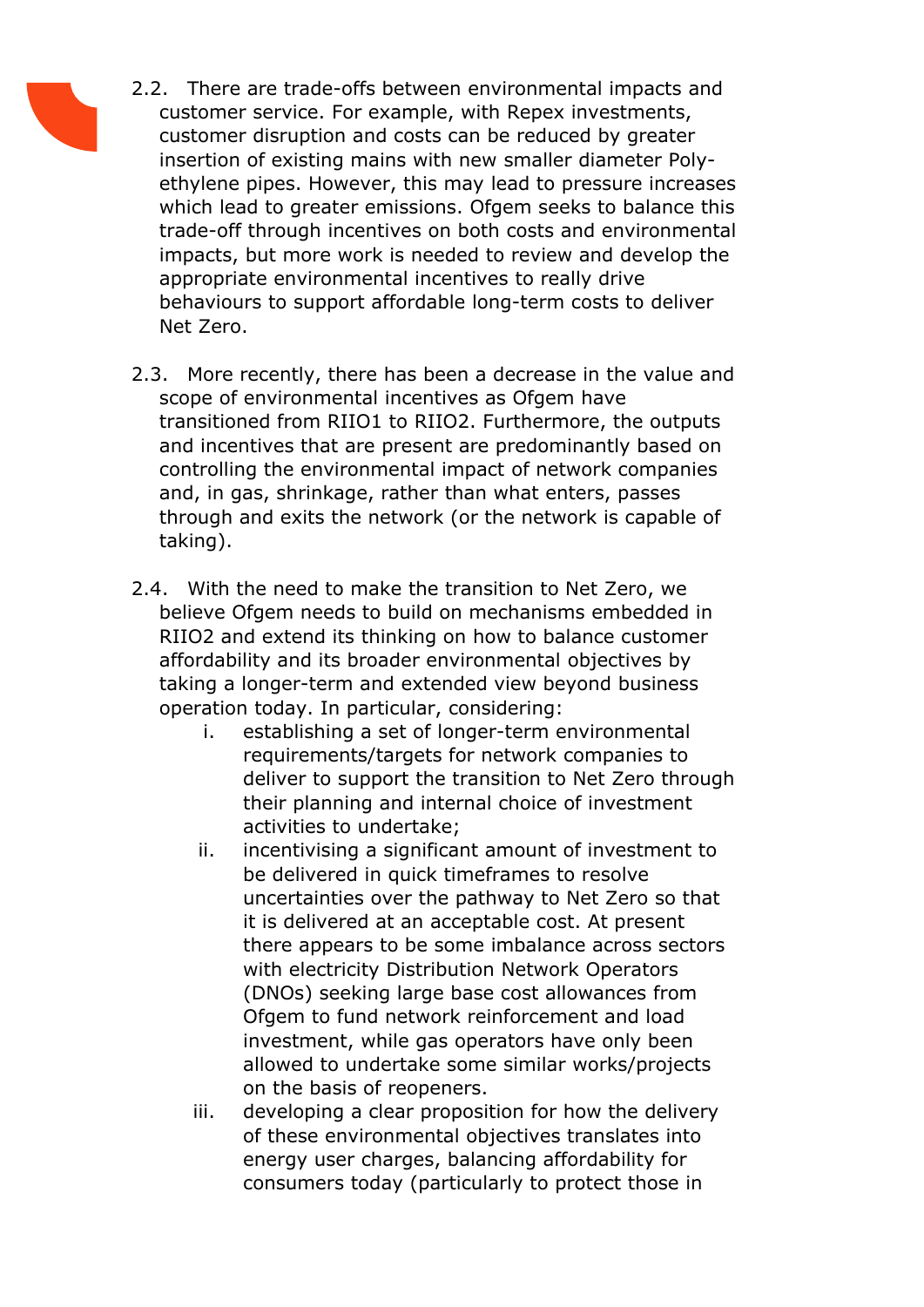2.2. There are trade-offs between environmental impacts and customer service. For example, with Repex investments, customer disruption and costs can be reduced by greater insertion of existing mains with new smaller diameter Poly-ethylene pipes. However, this may lead to pressure increases which lead to greater emissions. Ofgem seeks to balance this trade-off through incentives on both costs and environmental impacts, but more work is needed to review and develop the appropriate environmental incentives to really drive behaviours to support affordable long-term costs to deliver Net Zero.

2.3. More recently, there has been a decrease in the value and scope of environmental incentives as Ofgem have transitioned from RIIO1 to RIIO2. Furthermore, the outputs and incentives that are present are predominantly based on controlling the environmental impact of network companies and, in gas, shrinkage, rather than what enters, passes through and exits the network (or the network is capable of taking).

2.4. With the need to make the transition to Net Zero, we believe Ofgem needs to build on mechanisms embedded in RIIO2 and extend its thinking on how to balance customer affordability and its broader environmental objectives by taking a longer-term and extended view beyond business operation today. In particular, considering:

  i. establishing a set of longer-term environmental requirements/targets for network companies to deliver to support the transition to Net Zero through their planning and internal choice of investment activities to undertake;
  ii. incentivising a significant amount of investment to be delivered in quick timeframes to resolve uncertainties over the pathway to Net Zero so that it is delivered at an acceptable cost. At present there appears to be some imbalance across sectors with electricity Distribution Network Operators (DNOs) seeking large base cost allowances from Ofgem to fund network reinforcement and load investment, while gas operators have only been allowed to undertake some similar works/projects on the basis of reopeners.
  iii. developing a clear proposition for how the delivery of these environmental objectives translates into energy user charges, balancing affordability for consumers today (particularly to protect those in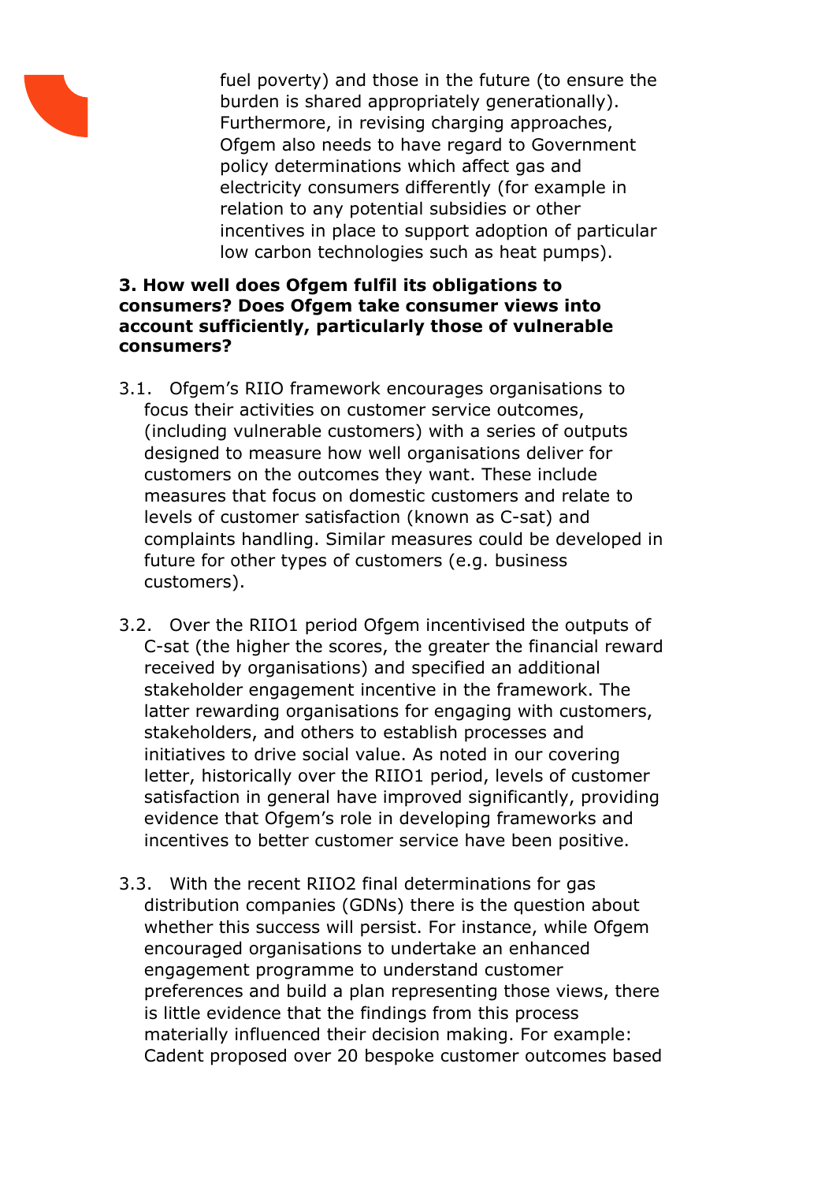fuel poverty) and those in the future (to ensure the burden is shared appropriately generationally). Furthermore, in revising charging approaches, Ofgem also needs to have regard to Government policy determinations which affect gas and electricity consumers differently (for example in relation to any potential subsidies or other incentives in place to support adoption of particular low carbon technologies such as heat pumps).

**3. How well does Ofgem fulfil its obligations to consumers? Does Ofgem take consumer views into account sufficiently, particularly those of vulnerable consumers?**

3.1. Ofgem's RIIO framework encourages organisations to focus their activities on customer service outcomes, (including vulnerable customers) with a series of outputs designed to measure how well organisations deliver for customers on the outcomes they want. These include measures that focus on domestic customers and relate to levels of customer satisfaction (known as C-sat) and complaints handling. Similar measures could be developed in future for other types of customers (e.g. business customers).

3.2. Over the RIIO1 period Ofgem incentivised the outputs of C-sat (the higher the scores, the greater the financial reward received by organisations) and specified an additional stakeholder engagement incentive in the framework. The latter rewarding organisations for engaging with customers, stakeholders, and others to establish processes and initiatives to drive social value. As noted in our covering letter, historically over the RIIO1 period, levels of customer satisfaction in general have improved significantly, providing evidence that Ofgem's role in developing frameworks and incentives to better customer service have been positive.

3.3. With the recent RIIO2 final determinations for gas distribution companies (GDNs) there is the question about whether this success will persist. For instance, while Ofgem encouraged organisations to undertake an enhanced engagement programme to understand customer preferences and build a plan representing those views, there is little evidence that the findings from this process materially influenced their decision making. For example: Cadent proposed over 20 bespoke customer outcomes based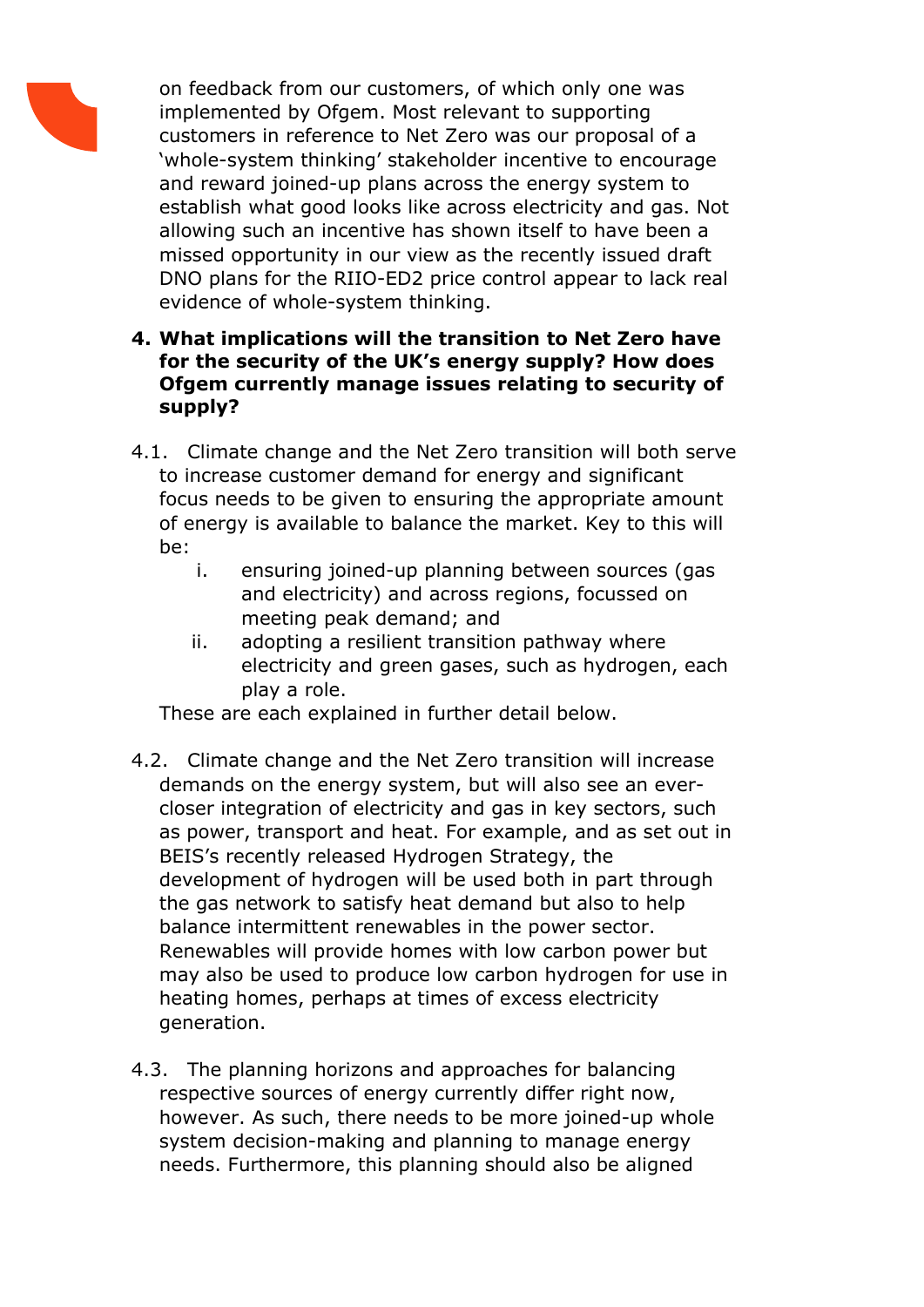on feedback from our customers, of which only one was implemented by Ofgem. Most relevant to supporting customers in reference to Net Zero was our proposal of a 'whole-system thinking' stakeholder incentive to encourage and reward joined-up plans across the energy system to establish what good looks like across electricity and gas. Not allowing such an incentive has shown itself to have been a missed opportunity in our view as the recently issued draft DNO plans for the RIIO-ED2 price control appear to lack real evidence of whole-system thinking.

4. **What implications will the transition to Net Zero have for the security of the UK's energy supply? How does Ofgem currently manage issues relating to security of supply?**

4.1. Climate change and the Net Zero transition will both serve to increase customer demand for energy and significant focus needs to be given to ensuring the appropriate amount of energy is available to balance the market. Key to this will be:

  i. ensuring joined-up planning between sources (gas and electricity) and across regions, focussed on meeting peak demand; and
  ii. adopting a resilient transition pathway where electricity and green gases, such as hydrogen, each play a role.

These are each explained in further detail below.

4.2. Climate change and the Net Zero transition will increase demands on the energy system, but will also see an ever-closer integration of electricity and gas in key sectors, such as power, transport and heat. For example, and as set out in BEIS's recently released Hydrogen Strategy, the development of hydrogen will be used both in part through the gas network to satisfy heat demand but also to help balance intermittent renewables in the power sector. Renewables will provide homes with low carbon power but may also be used to produce low carbon hydrogen for use in heating homes, perhaps at times of excess electricity generation.

4.3. The planning horizons and approaches for balancing respective sources of energy currently differ right now, however. As such, there needs to be more joined-up whole system decision-making and planning to manage energy needs. Furthermore, this planning should also be aligned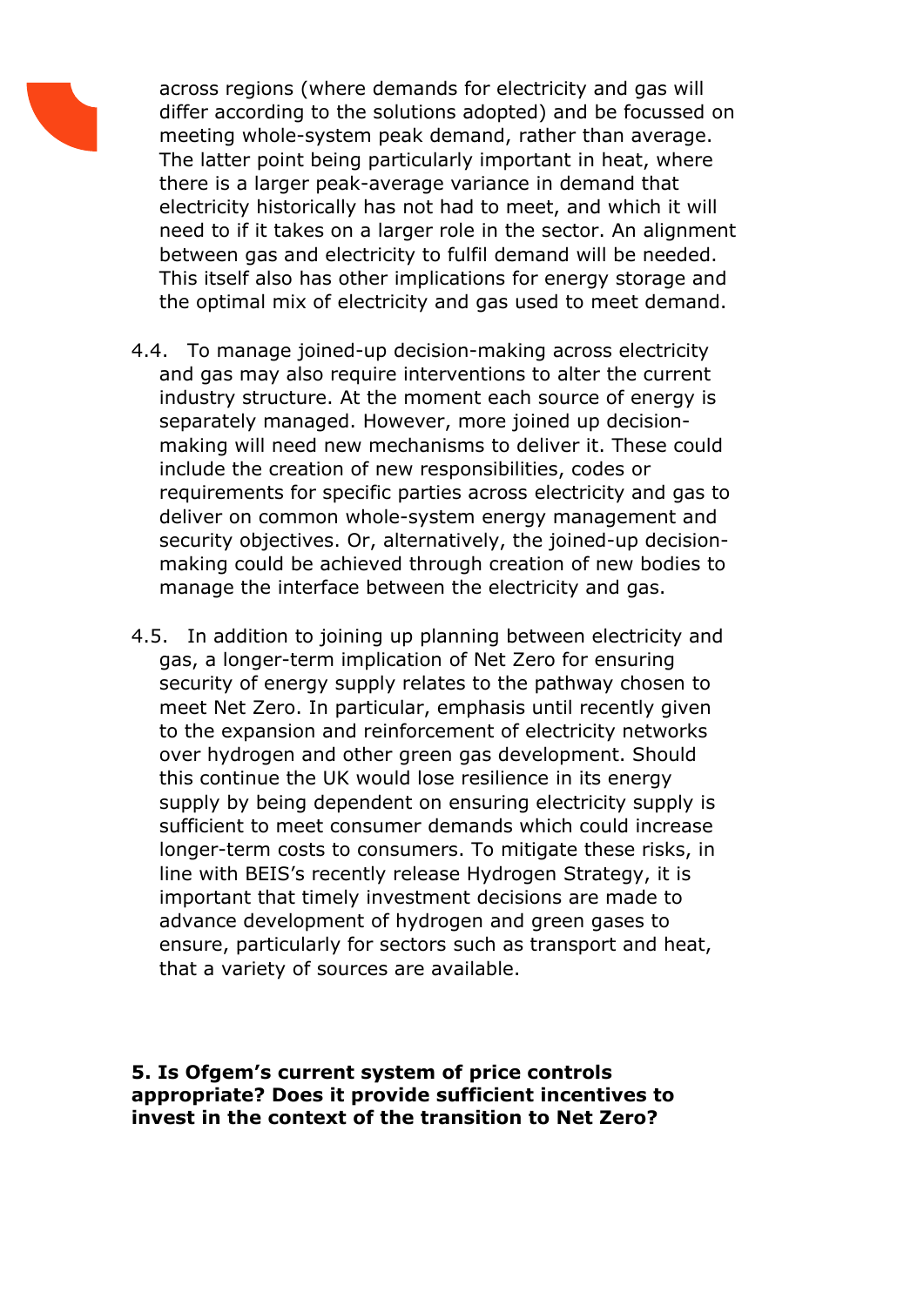across regions (where demands for electricity and gas will differ according to the solutions adopted) and be focussed on meeting whole-system peak demand, rather than average. The latter point being particularly important in heat, where there is a larger peak-average variance in demand that electricity historically has not had to meet, and which it will need to if it takes on a larger role in the sector. An alignment between gas and electricity to fulfil demand will be needed. This itself also has other implications for energy storage and the optimal mix of electricity and gas used to meet demand.

4.4. To manage joined-up decision-making across electricity and gas may also require interventions to alter the current industry structure. At the moment each source of energy is separately managed. However, more joined up decision-making will need new mechanisms to deliver it. These could include the creation of new responsibilities, codes or requirements for specific parties across electricity and gas to deliver on common whole-system energy management and security objectives. Or, alternatively, the joined-up decision-making could be achieved through creation of new bodies to manage the interface between the electricity and gas.

4.5. In addition to joining up planning between electricity and gas, a longer-term implication of Net Zero for ensuring security of energy supply relates to the pathway chosen to meet Net Zero. In particular, emphasis until recently given to the expansion and reinforcement of electricity networks over hydrogen and other green gas development. Should this continue the UK would lose resilience in its energy supply by being dependent on ensuring electricity supply is sufficient to meet consumer demands which could increase longer-term costs to consumers. To mitigate these risks, in line with BEIS's recently release Hydrogen Strategy, it is important that timely investment decisions are made to advance development of hydrogen and green gases to ensure, particularly for sectors such as transport and heat, that a variety of sources are available.

**5. Is Ofgem's current system of price controls appropriate? Does it provide sufficient incentives to invest in the context of the transition to Net Zero?**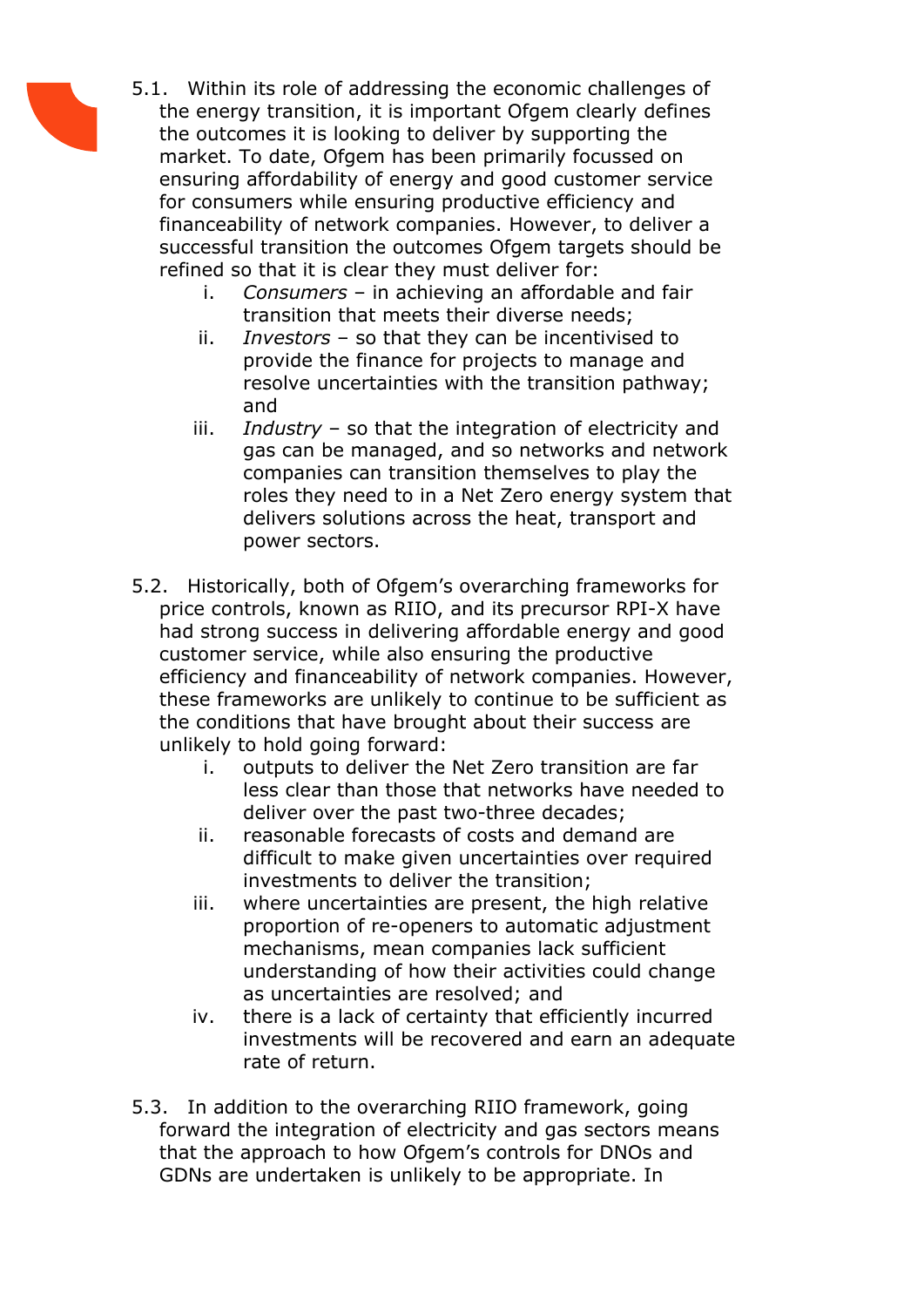5.1. Within its role of addressing the economic challenges of the energy transition, it is important Ofgem clearly defines the outcomes it is looking to deliver by supporting the market. To date, Ofgem has been primarily focussed on ensuring affordability of energy and good customer service for consumers while ensuring productive efficiency and financeability of network companies. However, to deliver a successful transition the outcomes Ofgem targets should be refined so that it is clear they must deliver for:

   i. *Consumers* – in achieving an affordable and fair transition that meets their diverse needs;
   ii. *Investors* – so that they can be incentivised to provide the finance for projects to manage and resolve uncertainties with the transition pathway; and
   iii. *Industry* – so that the integration of electricity and gas can be managed, and so networks and network companies can transition themselves to play the roles they need to in a Net Zero energy system that delivers solutions across the heat, transport and power sectors.

5.2. Historically, both of Ofgem's overarching frameworks for price controls, known as RIIO, and its precursor RPI-X have had strong success in delivering affordable energy and good customer service, while also ensuring the productive efficiency and financeability of network companies. However, these frameworks are unlikely to continue to be sufficient as the conditions that have brought about their success are unlikely to hold going forward:

   i. outputs to deliver the Net Zero transition are far less clear than those that networks have needed to deliver over the past two-three decades;
   ii. reasonable forecasts of costs and demand are difficult to make given uncertainties over required investments to deliver the transition;
   iii. where uncertainties are present, the high relative proportion of re-openers to automatic adjustment mechanisms, mean companies lack sufficient understanding of how their activities could change as uncertainties are resolved; and
   iv. there is a lack of certainty that efficiently incurred investments will be recovered and earn an adequate rate of return.

5.3. In addition to the overarching RIIO framework, going forward the integration of electricity and gas sectors means that the approach to how Ofgem's controls for DNOs and GDNs are undertaken is unlikely to be appropriate. In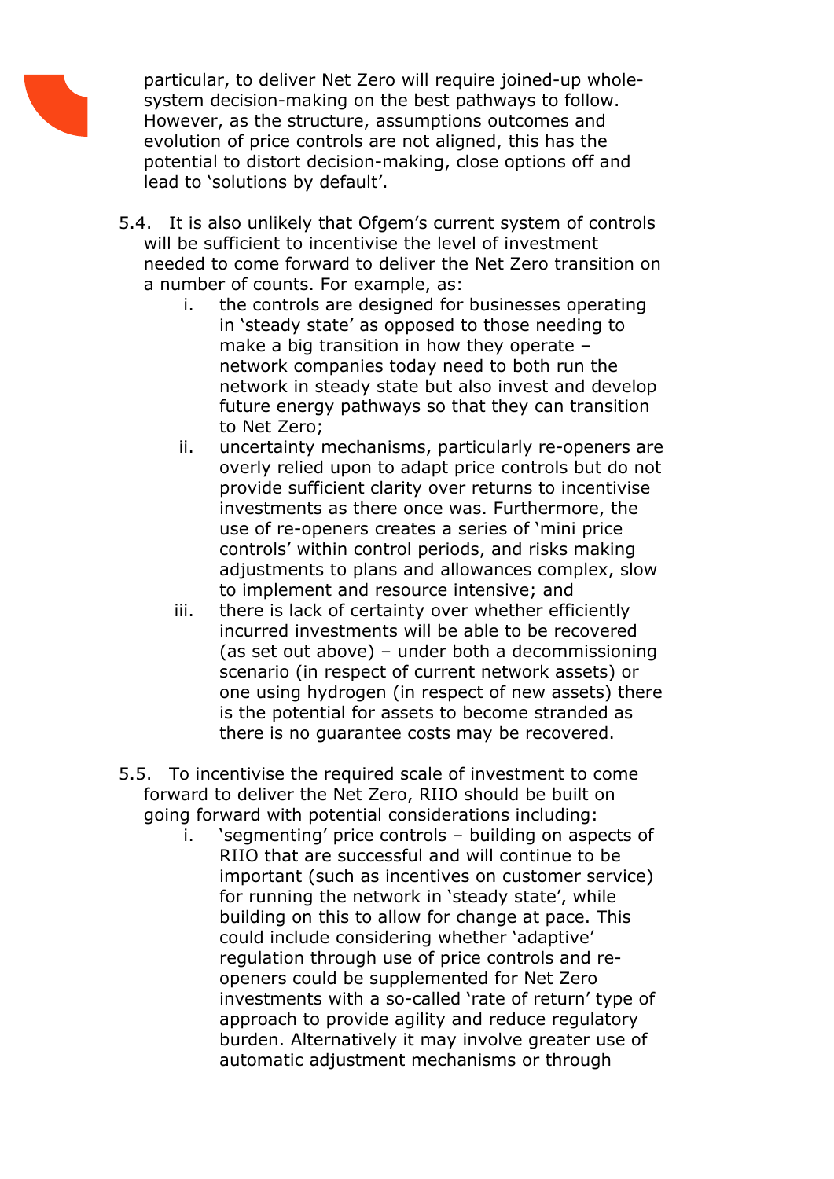particular, to deliver Net Zero will require joined-up whole-system decision-making on the best pathways to follow. However, as the structure, assumptions outcomes and evolution of price controls are not aligned, this has the potential to distort decision-making, close options off and lead to 'solutions by default'.

5.4. It is also unlikely that Ofgem's current system of controls will be sufficient to incentivise the level of investment needed to come forward to deliver the Net Zero transition on a number of counts. For example, as:

   i. the controls are designed for businesses operating in 'steady state' as opposed to those needing to make a big transition in how they operate – network companies today need to both run the network in steady state but also invest and develop future energy pathways so that they can transition to Net Zero;

   ii. uncertainty mechanisms, particularly re-openers are overly relied upon to adapt price controls but do not provide sufficient clarity over returns to incentivise investments as there once was. Furthermore, the use of re-openers creates a series of 'mini price controls' within control periods, and risks making adjustments to plans and allowances complex, slow to implement and resource intensive; and

   iii. there is lack of certainty over whether efficiently incurred investments will be able to be recovered (as set out above) – under both a decommissioning scenario (in respect of current network assets) or one using hydrogen (in respect of new assets) there is the potential for assets to become stranded as there is no guarantee costs may be recovered.

5.5. To incentivise the required scale of investment to come forward to deliver the Net Zero, RIIO should be built on going forward with potential considerations including:

   i. 'segmenting' price controls – building on aspects of RIIO that are successful and will continue to be important (such as incentives on customer service) for running the network in 'steady state', while building on this to allow for change at pace. This could include considering whether 'adaptive' regulation through use of price controls and re-openers could be supplemented for Net Zero investments with a so-called 'rate of return' type of approach to provide agility and reduce regulatory burden. Alternatively it may involve greater use of automatic adjustment mechanisms or through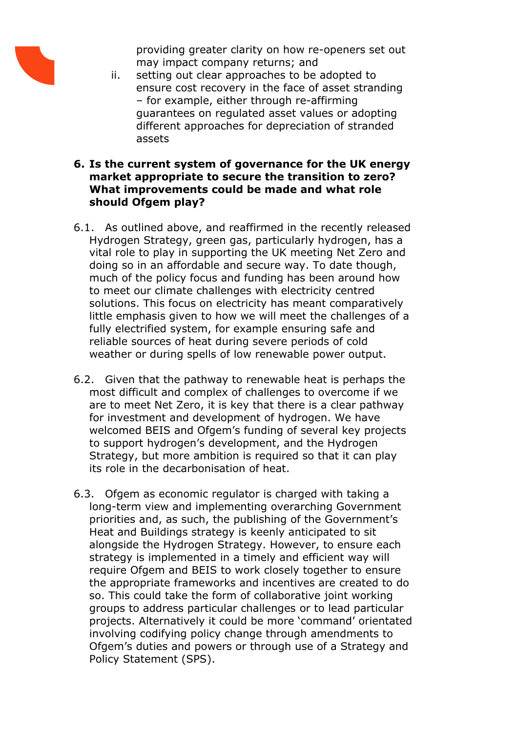providing greater clarity on how re-openers set out may impact company returns; and

ii. setting out clear approaches to be adopted to ensure cost recovery in the face of asset stranding – for example, either through re-affirming guarantees on regulated asset values or adopting different approaches for depreciation of stranded assets

**6. Is the current system of governance for the UK energy market appropriate to secure the transition to zero? What improvements could be made and what role should Ofgem play?**

6.1. As outlined above, and reaffirmed in the recently released Hydrogen Strategy, green gas, particularly hydrogen, has a vital role to play in supporting the UK meeting Net Zero and doing so in an affordable and secure way. To date though, much of the policy focus and funding has been around how to meet our climate challenges with electricity centred solutions. This focus on electricity has meant comparatively little emphasis given to how we will meet the challenges of a fully electrified system, for example ensuring safe and reliable sources of heat during severe periods of cold weather or during spells of low renewable power output.

6.2. Given that the pathway to renewable heat is perhaps the most difficult and complex of challenges to overcome if we are to meet Net Zero, it is key that there is a clear pathway for investment and development of hydrogen. We have welcomed BEIS and Ofgem's funding of several key projects to support hydrogen's development, and the Hydrogen Strategy, but more ambition is required so that it can play its role in the decarbonisation of heat.

6.3. Ofgem as economic regulator is charged with taking a long-term view and implementing overarching Government priorities and, as such, the publishing of the Government's Heat and Buildings strategy is keenly anticipated to sit alongside the Hydrogen Strategy. However, to ensure each strategy is implemented in a timely and efficient way will require Ofgem and BEIS to work closely together to ensure the appropriate frameworks and incentives are created to do so. This could take the form of collaborative joint working groups to address particular challenges or to lead particular projects. Alternatively it could be more 'command' orientated involving codifying policy change through amendments to Ofgem's duties and powers or through use of a Strategy and Policy Statement (SPS).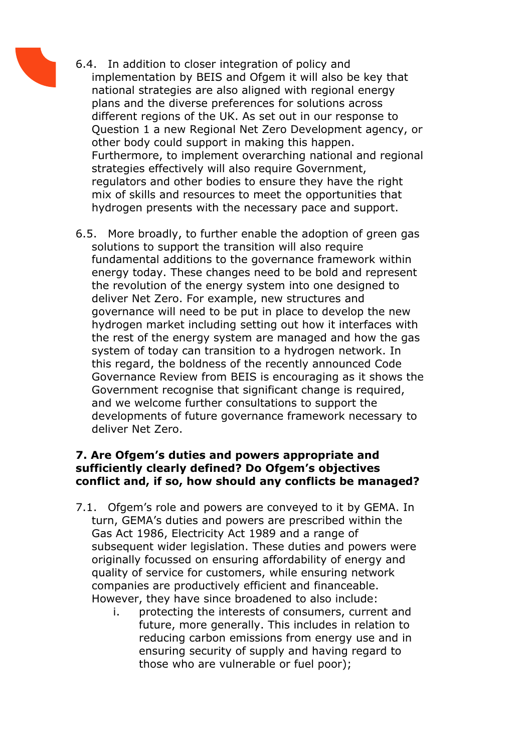6.4. In addition to closer integration of policy and implementation by BEIS and Ofgem it will also be key that national strategies are also aligned with regional energy plans and the diverse preferences for solutions across different regions of the UK. As set out in our response to Question 1 a new Regional Net Zero Development agency, or other body could support in making this happen. Furthermore, to implement overarching national and regional strategies effectively will also require Government, regulators and other bodies to ensure they have the right mix of skills and resources to meet the opportunities that hydrogen presents with the necessary pace and support.

6.5. More broadly, to further enable the adoption of green gas solutions to support the transition will also require fundamental additions to the governance framework within energy today. These changes need to be bold and represent the revolution of the energy system into one designed to deliver Net Zero. For example, new structures and governance will need to be put in place to develop the new hydrogen market including setting out how it interfaces with the rest of the energy system are managed and how the gas system of today can transition to a hydrogen network. In this regard, the boldness of the recently announced Code Governance Review from BEIS is encouraging as it shows the Government recognise that significant change is required, and we welcome further consultations to support the developments of future governance framework necessary to deliver Net Zero.

**7. Are Ofgem's duties and powers appropriate and sufficiently clearly defined? Do Ofgem's objectives conflict and, if so, how should any conflicts be managed?**

7.1. Ofgem's role and powers are conveyed to it by GEMA. In turn, GEMA's duties and powers are prescribed within the Gas Act 1986, Electricity Act 1989 and a range of subsequent wider legislation. These duties and powers were originally focussed on ensuring affordability of energy and quality of service for customers, while ensuring network companies are productively efficient and financeable. However, they have since broadened to also include:

   i. protecting the interests of consumers, current and future, more generally. This includes in relation to reducing carbon emissions from energy use and in ensuring security of supply and having regard to those who are vulnerable or fuel poor);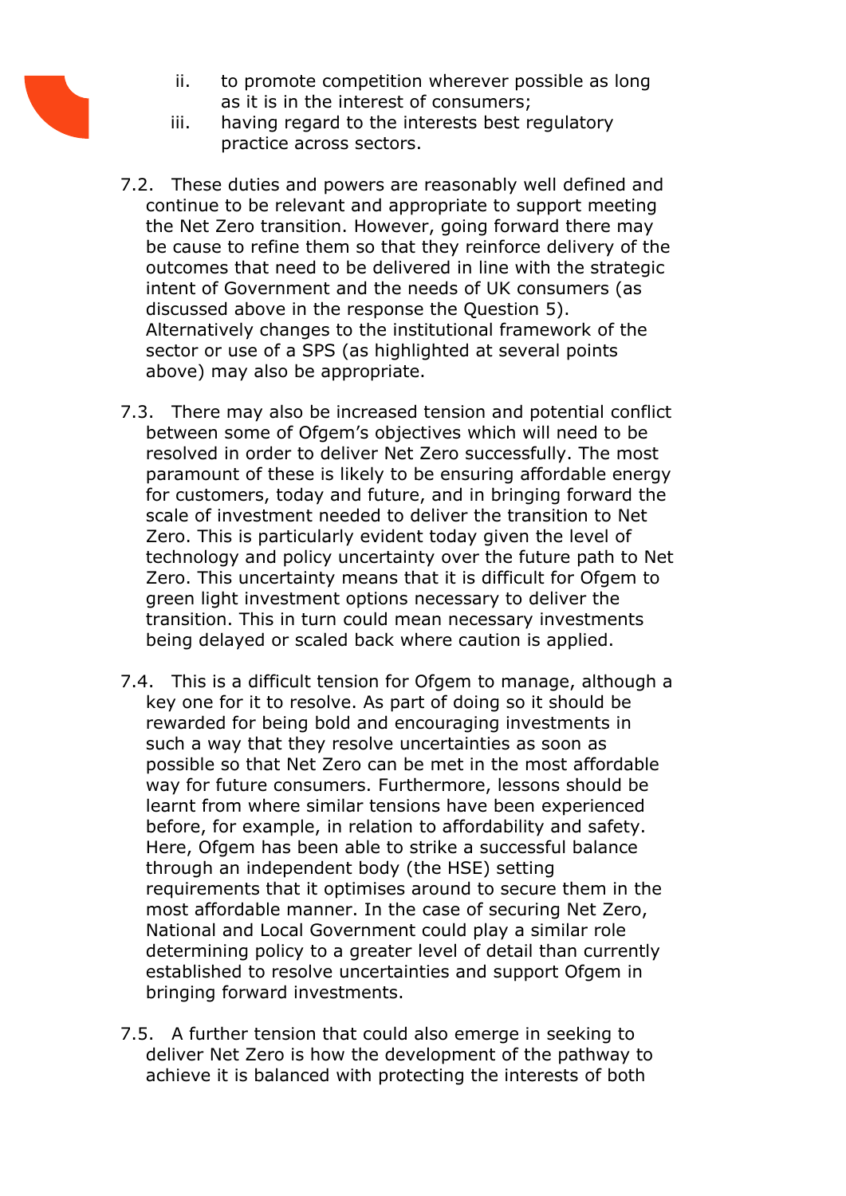ii. to promote competition wherever possible as long as it is in the interest of consumers;

iii. having regard to the interests best regulatory practice across sectors.

7.2. These duties and powers are reasonably well defined and continue to be relevant and appropriate to support meeting the Net Zero transition. However, going forward there may be cause to refine them so that they reinforce delivery of the outcomes that need to be delivered in line with the strategic intent of Government and the needs of UK consumers (as discussed above in the response the Question 5). Alternatively changes to the institutional framework of the sector or use of a SPS (as highlighted at several points above) may also be appropriate.

7.3. There may also be increased tension and potential conflict between some of Ofgem's objectives which will need to be resolved in order to deliver Net Zero successfully. The most paramount of these is likely to be ensuring affordable energy for customers, today and future, and in bringing forward the scale of investment needed to deliver the transition to Net Zero. This is particularly evident today given the level of technology and policy uncertainty over the future path to Net Zero. This uncertainty means that it is difficult for Ofgem to green light investment options necessary to deliver the transition. This in turn could mean necessary investments being delayed or scaled back where caution is applied.

7.4. This is a difficult tension for Ofgem to manage, although a key one for it to resolve. As part of doing so it should be rewarded for being bold and encouraging investments in such a way that they resolve uncertainties as soon as possible so that Net Zero can be met in the most affordable way for future consumers. Furthermore, lessons should be learnt from where similar tensions have been experienced before, for example, in relation to affordability and safety. Here, Ofgem has been able to strike a successful balance through an independent body (the HSE) setting requirements that it optimises around to secure them in the most affordable manner. In the case of securing Net Zero, National and Local Government could play a similar role determining policy to a greater level of detail than currently established to resolve uncertainties and support Ofgem in bringing forward investments.

7.5. A further tension that could also emerge in seeking to deliver Net Zero is how the development of the pathway to achieve it is balanced with protecting the interests of both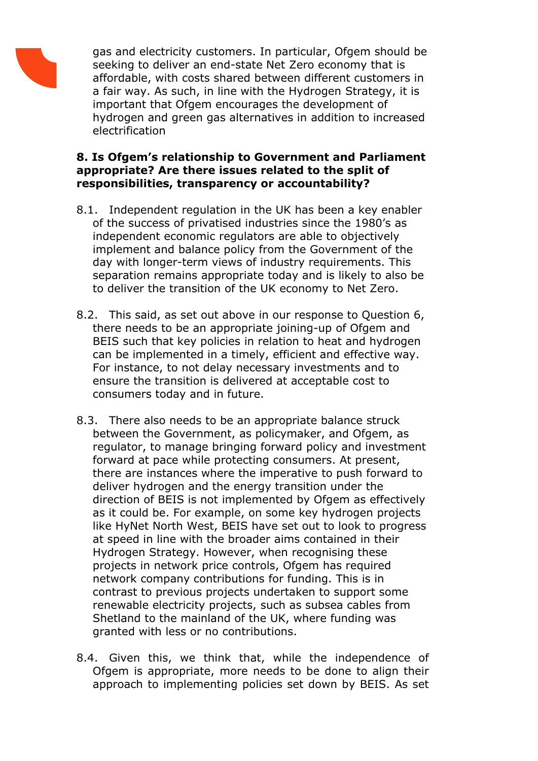gas and electricity customers. In particular, Ofgem should be seeking to deliver an end-state Net Zero economy that is affordable, with costs shared between different customers in a fair way. As such, in line with the Hydrogen Strategy, it is important that Ofgem encourages the development of hydrogen and green gas alternatives in addition to increased electrification

**8. Is Ofgem's relationship to Government and Parliament appropriate? Are there issues related to the split of responsibilities, transparency or accountability?**

8.1. Independent regulation in the UK has been a key enabler of the success of privatised industries since the 1980's as independent economic regulators are able to objectively implement and balance policy from the Government of the day with longer-term views of industry requirements. This separation remains appropriate today and is likely to also be to deliver the transition of the UK economy to Net Zero.

8.2. This said, as set out above in our response to Question 6, there needs to be an appropriate joining-up of Ofgem and BEIS such that key policies in relation to heat and hydrogen can be implemented in a timely, efficient and effective way. For instance, to not delay necessary investments and to ensure the transition is delivered at acceptable cost to consumers today and in future.

8.3. There also needs to be an appropriate balance struck between the Government, as policymaker, and Ofgem, as regulator, to manage bringing forward policy and investment forward at pace while protecting consumers. At present, there are instances where the imperative to push forward to deliver hydrogen and the energy transition under the direction of BEIS is not implemented by Ofgem as effectively as it could be. For example, on some key hydrogen projects like HyNet North West, BEIS have set out to look to progress at speed in line with the broader aims contained in their Hydrogen Strategy. However, when recognising these projects in network price controls, Ofgem has required network company contributions for funding. This is in contrast to previous projects undertaken to support some renewable electricity projects, such as subsea cables from Shetland to the mainland of the UK, where funding was granted with less or no contributions.

8.4. Given this, we think that, while the independence of Ofgem is appropriate, more needs to be done to align their approach to implementing policies set down by BEIS. As set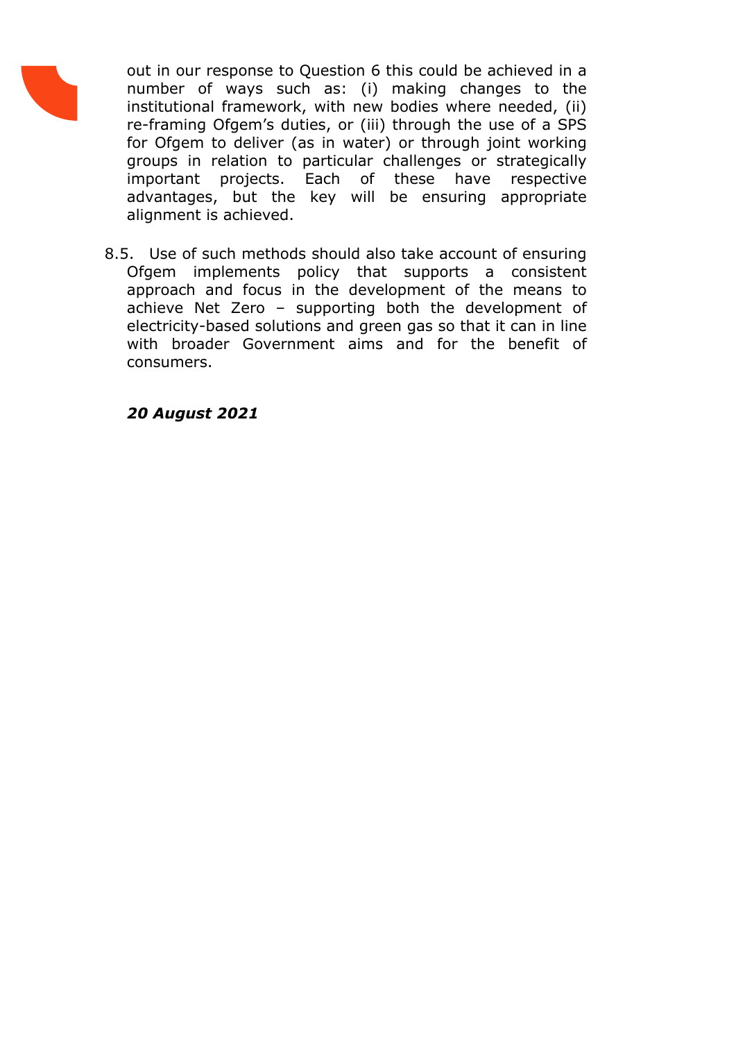out in our response to Question 6 this could be achieved in a number of ways such as: (i) making changes to the institutional framework, with new bodies where needed, (ii) re-framing Ofgem's duties, or (iii) through the use of a SPS for Ofgem to deliver (as in water) or through joint working groups in relation to particular challenges or strategically important projects. Each of these have respective advantages, but the key will be ensuring appropriate alignment is achieved.

8.5. Use of such methods should also take account of ensuring Ofgem implements policy that supports a consistent approach and focus in the development of the means to achieve Net Zero – supporting both the development of electricity-based solutions and green gas so that it can in line with broader Government aims and for the benefit of consumers.

***20 August 2021***